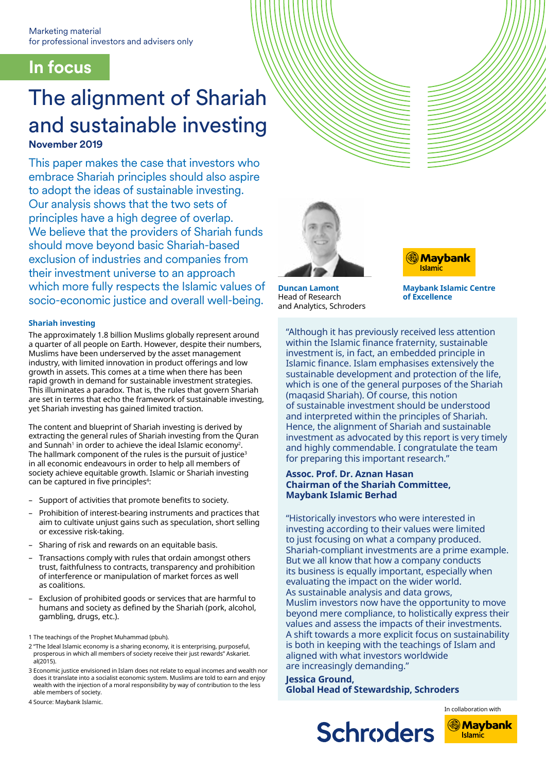Marketing material
for professional investors and advisers only

**In focus**

# The alignment of Shariah and sustainable investing

**November 2019**

This paper makes the case that investors who embrace Shariah principles should also aspire to adopt the ideas of sustainable investing. Our analysis shows that the two sets of principles have a high degree of overlap. We believe that the providers of Shariah funds should move beyond basic Shariah-based exclusion of industries and companies from their investment universe to an approach which more fully respects the Islamic values of socio-economic justice and overall well-being.

**Duncan Lamont**
Head of Research and Analytics, Schroders

**Maybank Islamic Centre of Excellence**

### Shariah investing

The approximately 1.8 billion Muslims globally represent around a quarter of all people on Earth. However, despite their numbers, Muslims have been underserved by the asset management industry, with limited innovation in product offerings and low growth in assets. This comes at a time when there has been rapid growth in demand for sustainable investment strategies. This illuminates a paradox. That is, the rules that govern Shariah are set in terms that echo the framework of sustainable investing, yet Shariah investing has gained limited traction.

The content and blueprint of Shariah investing is derived by extracting the general rules of Shariah investing from the Quran and Sunnah[1] in order to achieve the ideal Islamic economy[2]. The hallmark component of the rules is the pursuit of justice[3] in all economic endeavours in order to help all members of society achieve equitable growth. Islamic or Shariah investing can be captured in five principles[4]:

- Support of activities that promote benefits to society.
- Prohibition of interest-bearing instruments and practices that aim to cultivate unjust gains such as speculation, short selling or excessive risk-taking.
- Sharing of risk and rewards on an equitable basis.
- Transactions comply with rules that ordain amongst others trust, faithfulness to contracts, transparency and prohibition of interference or manipulation of market forces as well as coalitions.
- Exclusion of prohibited goods or services that are harmful to humans and society as defined by the Shariah (pork, alcohol, gambling, drugs, etc.).

1 The teachings of the Prophet Muhammad (pbuh).

2 "The Ideal Islamic economy is a sharing economy, it is enterprising, purposeful, prosperous in which all members of society receive their just rewards" Askariet. al(2015).

3 Economic justice envisioned in Islam does not relate to equal incomes and wealth nor does it translate into a socialist economic system. Muslims are told to earn and enjoy wealth with the injection of a moral responsibility by way of contribution to the less able members of society.

4 Source: Maybank Islamic.

"Although it has previously received less attention within the Islamic finance fraternity, sustainable investment is, in fact, an embedded principle in Islamic finance. Islam emphasises extensively the sustainable development and protection of the life, which is one of the general purposes of the Shariah (maqasid Shariah). Of course, this notion of sustainable investment should be understood and interpreted within the principles of Shariah. Hence, the alignment of Shariah and sustainable investment as advocated by this report is very timely and highly commendable. I congratulate the team for preparing this important research."

**Assoc. Prof. Dr. Aznan Hasan**
**Chairman of the Shariah Committee, Maybank Islamic Berhad**

"Historically investors who were interested in investing according to their values were limited to just focusing on what a company produced. Shariah-compliant investments are a prime example. But we all know that how a company conducts its business is equally important, especially when evaluating the impact on the wider world. As sustainable analysis and data grows, Muslim investors now have the opportunity to move beyond mere compliance, to holistically express their values and assess the impacts of their investments. A shift towards a more explicit focus on sustainability is both in keeping with the teachings of Islam and aligned with what investors worldwide are increasingly demanding."

**Jessica Ground,**
**Global Head of Stewardship, Schroders**

Schroders — In collaboration with Maybank Islamic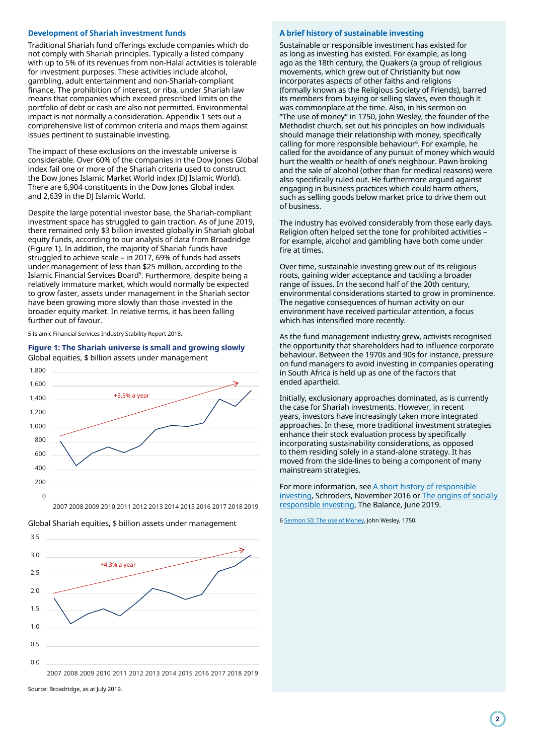## Development of Shariah investment funds

Traditional Shariah fund offerings exclude companies which do not comply with Shariah principles. Typically a listed company with up to 5% of its revenues from non-Halal activities is tolerable for investment purposes. These activities include alcohol, gambling, adult entertainment and non-Shariah-compliant finance. The prohibition of interest, or riba, under Shariah law means that companies which exceed prescribed limits on the portfolio of debt or cash are also not permitted. Environmental impact is not normally a consideration. Appendix 1 sets out a comprehensive list of common criteria and maps them against issues pertinent to sustainable investing.

The impact of these exclusions on the investable universe is considerable. Over 60% of the companies in the Dow Jones Global index fail one or more of the Shariah criteria used to construct the Dow Jones Islamic Market World index (DJ Islamic World). There are 6,904 constituents in the Dow Jones Global index and 2,639 in the DJ Islamic World.

Despite the large potential investor base, the Shariah-compliant investment space has struggled to gain traction. As of June 2019, there remained only $3 billion invested globally in Shariah global equity funds, according to our analysis of data from Broadridge (Figure 1). In addition, the majority of Shariah funds have struggled to achieve scale – in 2017, 69% of funds had assets under management of less than $25 million, according to the Islamic Financial Services Board[5]. Furthermore, despite being a relatively immature market, which would normally be expected to grow faster, assets under management in the Shariah sector have been growing more slowly than those invested in the broader equity market. In relative terms, it has been falling further out of favour.

5 Islamic Financial Services Industry Stability Report 2018.

**Figure 1: The Shariah universe is small and growing slowly**

Global equities, $ billion assets under management

+5.5% a year

Global Shariah equities, $ billion assets under management

+4.3% a year

Source: Broadridge, as at July 2019.

## A brief history of sustainable investing

Sustainable or responsible investment has existed for as long as investing has existed. For example, as long ago as the 18th century, the Quakers (a group of religious movements, which grew out of Christianity but now incorporates aspects of other faiths and religions (formally known as the Religious Society of Friends), barred its members from buying or selling slaves, even though it was commonplace at the time. Also, in his sermon on "The use of money" in 1750, John Wesley, the founder of the Methodist church, set out his principles on how individuals should manage their relationship with money, specifically calling for more responsible behaviour[6]. For example, he called for the avoidance of any pursuit of money which would hurt the wealth or health of one's neighbour. Pawn broking and the sale of alcohol (other than for medical reasons) were also specifically ruled out. He furthermore argued against engaging in business practices which could harm others, such as selling goods below market price to drive them out of business.

The industry has evolved considerably from those early days. Religion often helped set the tone for prohibited activities – for example, alcohol and gambling have both come under fire at times.

Over time, sustainable investing grew out of its religious roots, gaining wider acceptance and tackling a broader range of issues. In the second half of the 20th century, environmental considerations started to grow in prominence. The negative consequences of human activity on our environment have received particular attention, a focus which has intensified more recently.

As the fund management industry grew, activists recognised the opportunity that shareholders had to influence corporate behaviour. Between the 1970s and 90s for instance, pressure on fund managers to avoid investing in companies operating in South Africa is held up as one of the factors that ended apartheid.

Initially, exclusionary approaches dominated, as is currently the case for Shariah investments. However, in recent years, investors have increasingly taken more integrated approaches. In these, more traditional investment strategies enhance their stock evaluation process by specifically incorporating sustainability considerations, as opposed to them residing solely in a stand-alone strategy. It has moved from the side-lines to being a component of many mainstream strategies.

For more information, see A short history of responsible investing, Schroders, November 2016 or The origins of socially responsible investing, The Balance, June 2019.

6 Sermon 50: The use of Money, John Wesley, 1750.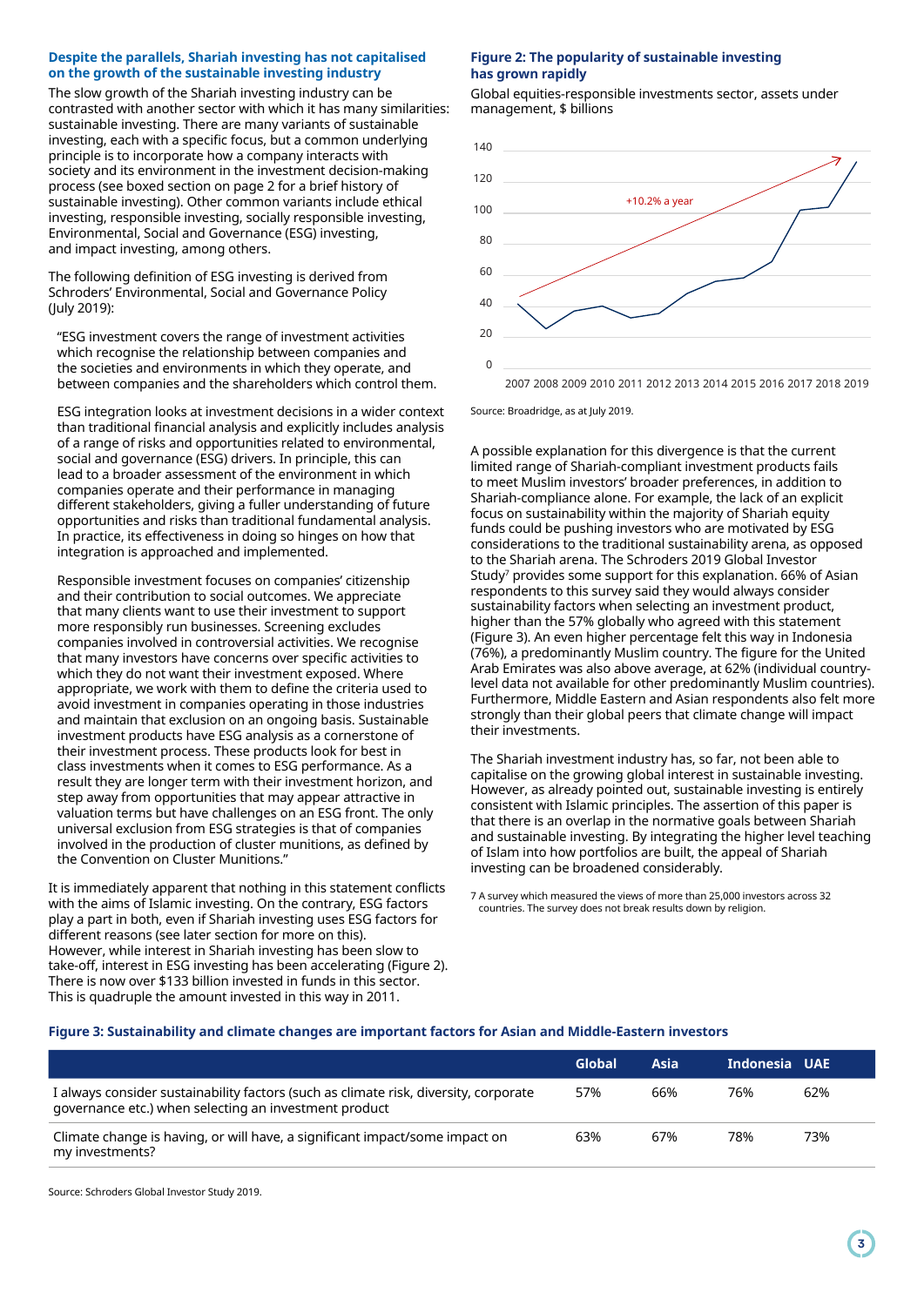### Despite the parallels, Shariah investing has not capitalised on the growth of the sustainable investing industry

The slow growth of the Shariah investing industry can be contrasted with another sector with which it has many similarities: sustainable investing. There are many variants of sustainable investing, each with a specific focus, but a common underlying principle is to incorporate how a company interacts with society and its environment in the investment decision-making process (see boxed section on page 2 for a brief history of sustainable investing). Other common variants include ethical investing, responsible investing, socially responsible investing, Environmental, Social and Governance (ESG) investing, and impact investing, among others.

The following definition of ESG investing is derived from Schroders' Environmental, Social and Governance Policy (July 2019):

> "ESG investment covers the range of investment activities which recognise the relationship between companies and the societies and environments in which they operate, and between companies and the shareholders which control them.
>
> ESG integration looks at investment decisions in a wider context than traditional financial analysis and explicitly includes analysis of a range of risks and opportunities related to environmental, social and governance (ESG) drivers. In principle, this can lead to a broader assessment of the environment in which companies operate and their performance in managing different stakeholders, giving a fuller understanding of future opportunities and risks than traditional fundamental analysis. In practice, its effectiveness in doing so hinges on how that integration is approached and implemented.
>
> Responsible investment focuses on companies' citizenship and their contribution to social outcomes. We appreciate that many clients want to use their investment to support more responsibly run businesses. Screening excludes companies involved in controversial activities. We recognise that many investors have concerns over specific activities to which they do not want their investment exposed. Where appropriate, we work with them to define the criteria used to avoid investment in companies operating in those industries and maintain that exclusion on an ongoing basis. Sustainable investment products have ESG analysis as a cornerstone of their investment process. These products look for best in class investments when it comes to ESG performance. As a result they are longer term with their investment horizon, and step away from opportunities that may appear attractive in valuation terms but have challenges on an ESG front. The only universal exclusion from ESG strategies is that of companies involved in the production of cluster munitions, as defined by the Convention on Cluster Munitions."

It is immediately apparent that nothing in this statement conflicts with the aims of Islamic investing. On the contrary, ESG factors play a part in both, even if Shariah investing uses ESG factors for different reasons (see later section for more on this). However, while interest in Shariah investing has been slow to take-off, interest in ESG investing has been accelerating (Figure 2). There is now over $133 billion invested in funds in this sector. This is quadruple the amount invested in this way in 2011.

**Figure 2: The popularity of sustainable investing has grown rapidly**

Global equities-responsible investments sector, assets under management, $ billions

Source: Broadridge, as at July 2019.

A possible explanation for this divergence is that the current limited range of Shariah-compliant investment products fails to meet Muslim investors' broader preferences, in addition to Shariah-compliance alone. For example, the lack of an explicit focus on sustainability within the majority of Shariah equity funds could be pushing investors who are motivated by ESG considerations to the traditional sustainability arena, as opposed to the Shariah arena. The Schroders 2019 Global Investor Study[7] provides some support for this explanation. 66% of Asian respondents to this survey said they would always consider sustainability factors when selecting an investment product, higher than the 57% globally who agreed with this statement (Figure 3). An even higher percentage felt this way in Indonesia (76%), a predominantly Muslim country. The figure for the United Arab Emirates was also above average, at 62% (individual country-level data not available for other predominantly Muslim countries). Furthermore, Middle Eastern and Asian respondents also felt more strongly than their global peers that climate change will impact their investments.

The Shariah investment industry has, so far, not been able to capitalise on the growing global interest in sustainable investing. However, as already pointed out, sustainable investing is entirely consistent with Islamic principles. The assertion of this paper is that there is an overlap in the normative goals between Shariah and sustainable investing. By integrating the higher level teaching of Islam into how portfolios are built, the appeal of Shariah investing can be broadened considerably.

7 A survey which measured the views of more than 25,000 investors across 32 countries. The survey does not break results down by religion.

**Figure 3: Sustainability and climate changes are important factors for Asian and Middle-Eastern investors**

| | Global | Asia | Indonesia | UAE |
|---|---|---|---|---|
| I always consider sustainability factors (such as climate risk, diversity, corporate governance etc.) when selecting an investment product | 57% | 66% | 76% | 62% |
| Climate change is having, or will have, a significant impact/some impact on my investments? | 63% | 67% | 78% | 73% |

Source: Schroders Global Investor Study 2019.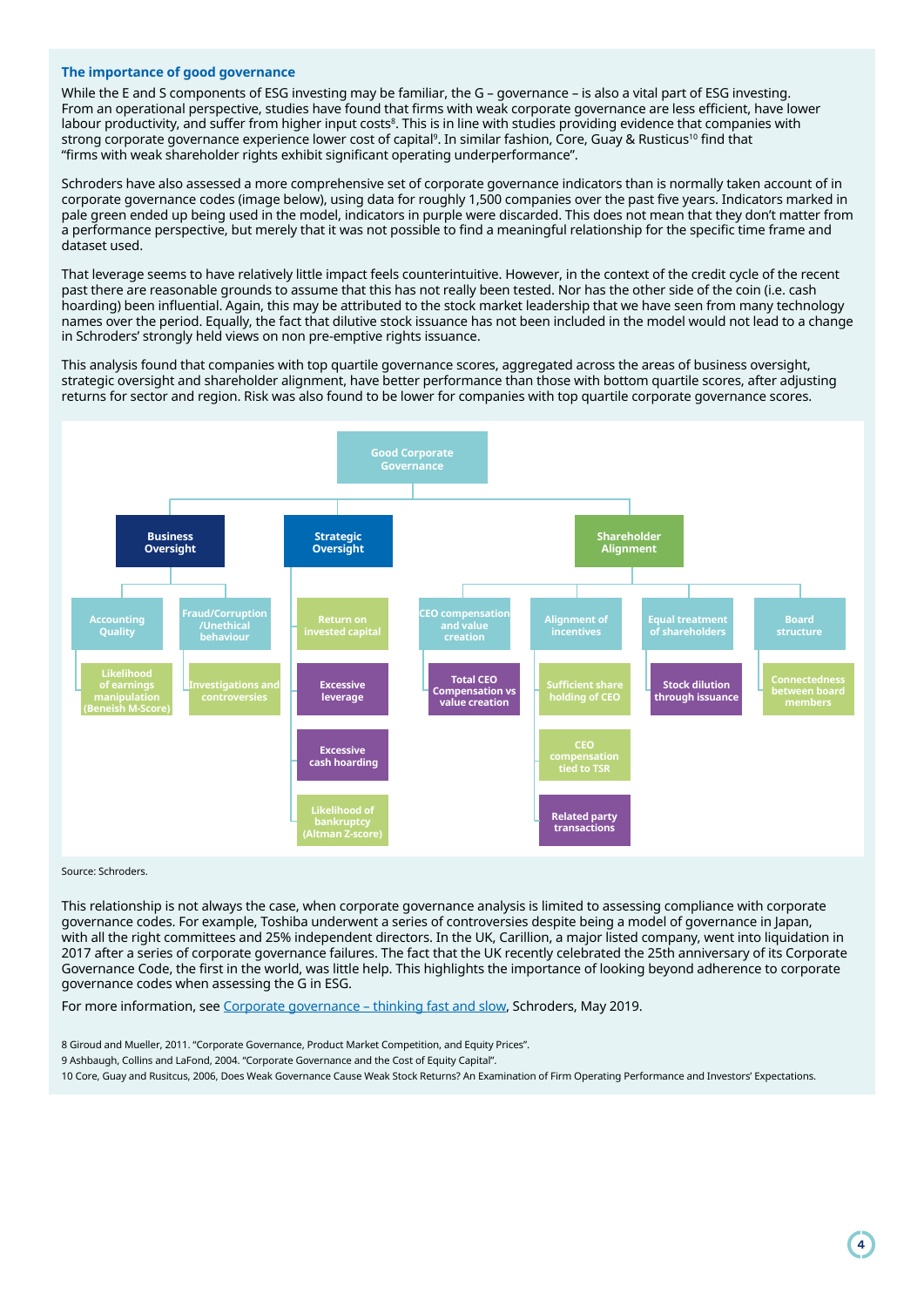### The importance of good governance

While the E and S components of ESG investing may be familiar, the G – governance – is also a vital part of ESG investing. From an operational perspective, studies have found that firms with weak corporate governance are less efficient, have lower labour productivity, and suffer from higher input costs[8]. This is in line with studies providing evidence that companies with strong corporate governance experience lower cost of capital[9]. In similar fashion, Core, Guay & Rusticus[10] find that "firms with weak shareholder rights exhibit significant operating underperformance".

Schroders have also assessed a more comprehensive set of corporate governance indicators than is normally taken account of in corporate governance codes (image below), using data for roughly 1,500 companies over the past five years. Indicators marked in pale green ended up being used in the model, indicators in purple were discarded. This does not mean that they don't matter from a performance perspective, but merely that it was not possible to find a meaningful relationship for the specific time frame and dataset used.

That leverage seems to have relatively little impact feels counterintuitive. However, in the context of the credit cycle of the recent past there are reasonable grounds to assume that this has not really been tested. Nor has the other side of the coin (i.e. cash hoarding) been influential. Again, this may be attributed to the stock market leadership that we have seen from many technology names over the period. Equally, the fact that dilutive stock issuance has not been included in the model would not lead to a change in Schroders' strongly held views on non pre-emptive rights issuance.

This analysis found that companies with top quartile governance scores, aggregated across the areas of business oversight, strategic oversight and shareholder alignment, have better performance than those with bottom quartile scores, after adjusting returns for sector and region. Risk was also found to be lower for companies with top quartile corporate governance scores.

- **Good Corporate Governance**
  - **Business Oversight**
    - Accounting Quality
      - Likelihood of earnings manipulation (Beneish M-Score)
    - Fraud/Corruption /Unethical behaviour
      - Investigations and controversies
  - **Strategic Oversight**
    - Return on invested capital
    - Excessive leverage
    - Excessive cash hoarding
    - Likelihood of bankruptcy (Altman Z-score)
  - **Shareholder Alignment**
    - CEO compensation and value creation
      - Total CEO Compensation vs value creation
    - Alignment of incentives
      - Sufficient share holding of CEO
      - CEO compensation tied to TSR
      - Related party transactions
    - Equal treatment of shareholders
      - Stock dilution through issuance
    - Board structure
      - Connectedness between board members

Source: Schroders.

This relationship is not always the case, when corporate governance analysis is limited to assessing compliance with corporate governance codes. For example, Toshiba underwent a series of controversies despite being a model of governance in Japan, with all the right committees and 25% independent directors. In the UK, Carillion, a major listed company, went into liquidation in 2017 after a series of corporate governance failures. The fact that the UK recently celebrated the 25th anniversary of its Corporate Governance Code, the first in the world, was little help. This highlights the importance of looking beyond adherence to corporate governance codes when assessing the G in ESG.

For more information, see Corporate governance – thinking fast and slow, Schroders, May 2019.

8 Giroud and Mueller, 2011. "Corporate Governance, Product Market Competition, and Equity Prices".

9 Ashbaugh, Collins and LaFond, 2004. "Corporate Governance and the Cost of Equity Capital".

10 Core, Guay and Rusitcus, 2006, Does Weak Governance Cause Weak Stock Returns? An Examination of Firm Operating Performance and Investors' Expectations.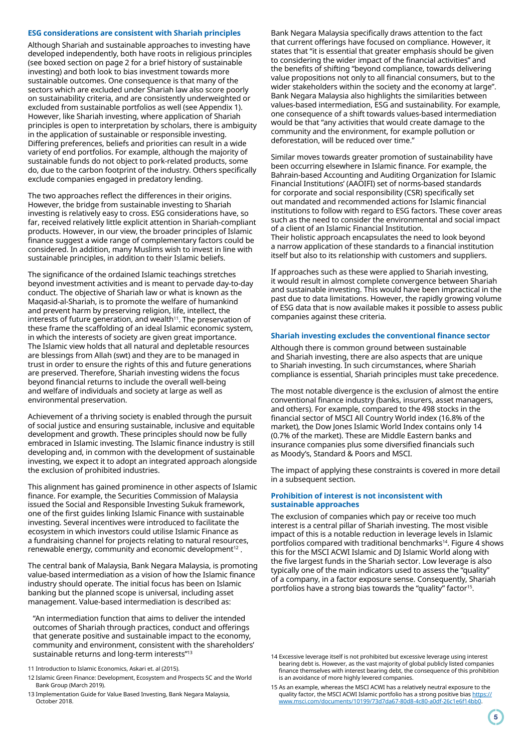## ESG considerations are consistent with Shariah principles

Although Shariah and sustainable approaches to investing have developed independently, both have roots in religious principles (see boxed section on page 2 for a brief history of sustainable investing) and both look to bias investment towards more sustainable outcomes. One consequence is that many of the sectors which are excluded under Shariah law also score poorly on sustainability criteria, and are consistently underweighted or excluded from sustainable portfolios as well (see Appendix 1). However, like Shariah investing, where application of Shariah principles is open to interpretation by scholars, there is ambiguity in the application of sustainable or responsible investing. Differing preferences, beliefs and priorities can result in a wide variety of end portfolios. For example, although the majority of sustainable funds do not object to pork-related products, some do, due to the carbon footprint of the industry. Others specifically exclude companies engaged in predatory lending.

The two approaches reflect the differences in their origins. However, the bridge from sustainable investing to Shariah investing is relatively easy to cross. ESG considerations have, so far, received relatively little explicit attention in Shariah-compliant products. However, in our view, the broader principles of Islamic finance suggest a wide range of complementary factors could be considered. In addition, many Muslims wish to invest in line with sustainable principles, in addition to their Islamic beliefs.

The significance of the ordained Islamic teachings stretches beyond investment activities and is meant to pervade day-to-day conduct. The objective of Shariah law or what is known as the Maqasid-al-Shariah, is to promote the welfare of humankind and prevent harm by preserving religion, life, intellect, the interests of future generation, and wealth[11]. The preservation of these frame the scaffolding of an ideal Islamic economic system, in which the interests of society are given great importance. The Islamic view holds that all natural and depletable resources are blessings from Allah (swt) and they are to be managed in trust in order to ensure the rights of this and future generations are preserved. Therefore, Shariah investing widens the focus beyond financial returns to include the overall well-being and welfare of individuals and society at large as well as environmental preservation.

Achievement of a thriving society is enabled through the pursuit of social justice and ensuring sustainable, inclusive and equitable development and growth. These principles should now be fully embraced in Islamic investing. The Islamic finance industry is still developing and, in common with the development of sustainable investing, we expect it to adopt an integrated approach alongside the exclusion of prohibited industries.

This alignment has gained prominence in other aspects of Islamic finance. For example, the Securities Commission of Malaysia issued the Social and Responsible Investing Sukuk framework, one of the first guides linking Islamic Finance with sustainable investing. Several incentives were introduced to facilitate the ecosystem in which investors could utilise Islamic Finance as a fundraising channel for projects relating to natural resources, renewable energy, community and economic development[12] .

The central bank of Malaysia, Bank Negara Malaysia, is promoting value-based intermediation as a vision of how the Islamic finance industry should operate. The initial focus has been on Islamic banking but the planned scope is universal, including asset management. Value-based intermediation is described as:

> "An intermediation function that aims to deliver the intended outcomes of Shariah through practices, conduct and offerings that generate positive and sustainable impact to the economy, community and environment, consistent with the shareholders' sustainable returns and long-term interests"[13]

Bank Negara Malaysia specifically draws attention to the fact that current offerings have focused on compliance. However, it states that "it is essential that greater emphasis should be given to considering the wider impact of the financial activities" and the benefits of shifting "beyond compliance, towards delivering value propositions not only to all financial consumers, but to the wider stakeholders within the society and the economy at large". Bank Negara Malaysia also highlights the similarities between values-based intermediation, ESG and sustainability. For example, one consequence of a shift towards values-based intermediation would be that "any activities that would create damage to the community and the environment, for example pollution or deforestation, will be reduced over time."

Similar moves towards greater promotion of sustainability have been occurring elsewhere in Islamic finance. For example, the Bahrain-based Accounting and Auditing Organization for Islamic Financial Institutions' (AAOIFI) set of norms-based standards for corporate and social responsibility (CSR) specifically set out mandated and recommended actions for Islamic financial institutions to follow with regard to ESG factors. These cover areas such as the need to consider the environmental and social impact of a client of an Islamic Financial Institution.
Their holistic approach encapsulates the need to look beyond a narrow application of these standards to a financial institution itself but also to its relationship with customers and suppliers.

If approaches such as these were applied to Shariah investing, it would result in almost complete convergence between Shariah and sustainable investing. This would have been impractical in the past due to data limitations. However, the rapidly growing volume of ESG data that is now available makes it possible to assess public companies against these criteria.

## Shariah investing excludes the conventional finance sector

Although there is common ground between sustainable and Shariah investing, there are also aspects that are unique to Shariah investing. In such circumstances, where Shariah compliance is essential, Shariah principles must take precedence.

The most notable divergence is the exclusion of almost the entire conventional finance industry (banks, insurers, asset managers, and others). For example, compared to the 498 stocks in the financial sector of MSCI All Country World index (16.8% of the market), the Dow Jones Islamic World Index contains only 14 (0.7% of the market). These are Middle Eastern banks and insurance companies plus some diversified financials such as Moody's, Standard & Poors and MSCI.

The impact of applying these constraints is covered in more detail in a subsequent section.

## Prohibition of interest is not inconsistent with sustainable approaches

The exclusion of companies which pay or receive too much interest is a central pillar of Shariah investing. The most visible impact of this is a notable reduction in leverage levels in Islamic portfolios compared with traditional benchmarks[14]. Figure 4 shows this for the MSCI ACWI Islamic and DJ Islamic World along with the five largest funds in the Shariah sector. Low leverage is also typically one of the main indicators used to assess the "quality" of a company, in a factor exposure sense. Consequently, Shariah portfolios have a strong bias towards the "quality" factor[15].

---

11 Introduction to Islamic Economics, Askari et. al (2015).

12 Islamic Green Finance: Development, Ecosystem and Prospects SC and the World Bank Group (March 2019).

13 Implementation Guide for Value Based Investing, Bank Negara Malaysia, October 2018.

14 Excessive leverage itself is not prohibited but excessive leverage using interest bearing debt is. However, as the vast majority of global publicly listed companies finance themselves with interest bearing debt, the consequence of this prohibition is an avoidance of more highly levered companies.

15 As an example, whereas the MSCI ACWI has a relatively neutral exposure to the quality factor, the MSCI ACWI Islamic portfolio has a strong positive bias https://www.msci.com/documents/10199/73d7da67-80d8-4c80-a0df-26c1e6f14bb0.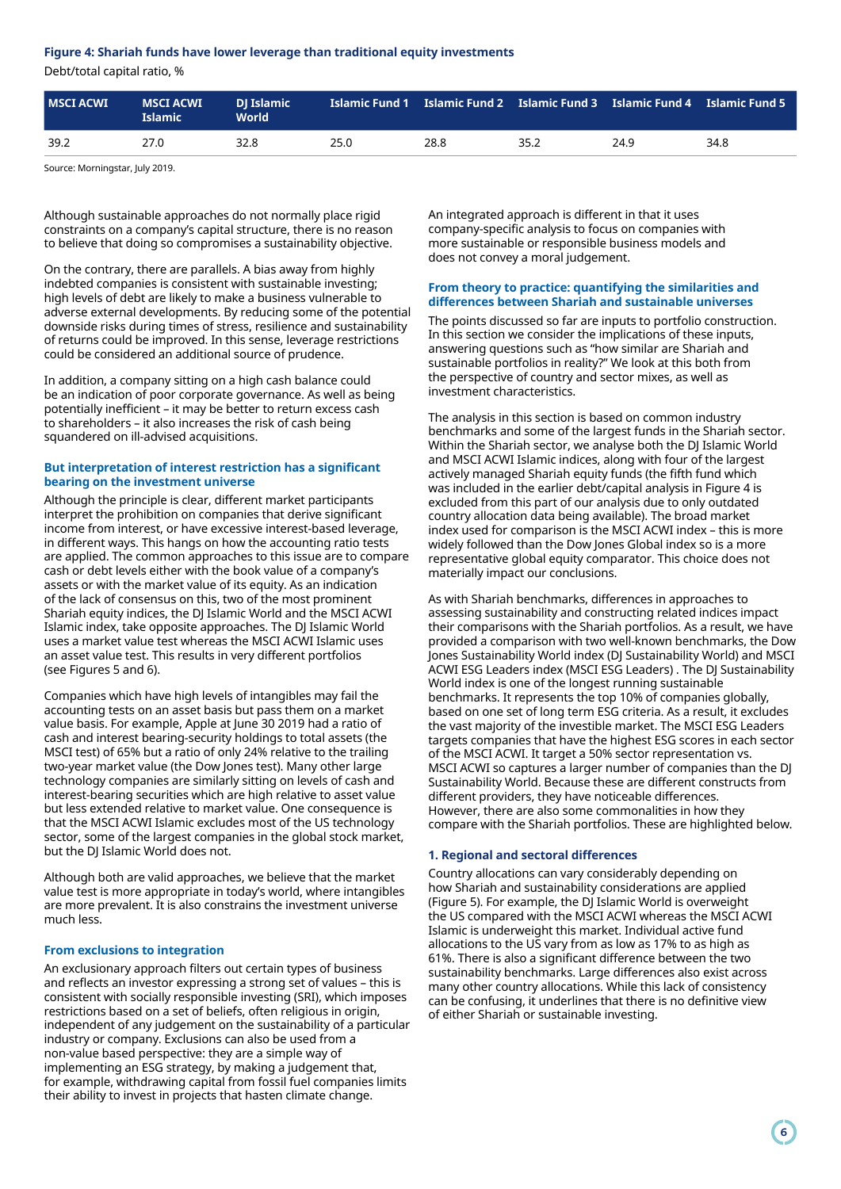**Figure 4: Shariah funds have lower leverage than traditional equity investments**

Debt/total capital ratio, %

| MSCI ACWI | MSCI ACWI Islamic | DJ Islamic World | Islamic Fund 1 | Islamic Fund 2 | Islamic Fund 3 | Islamic Fund 4 | Islamic Fund 5 |
|---|---|---|---|---|---|---|---|
| 39.2 | 27.0 | 32.8 | 25.0 | 28.8 | 35.2 | 24.9 | 34.8 |

Source: Morningstar, July 2019.

Although sustainable approaches do not normally place rigid constraints on a company's capital structure, there is no reason to believe that doing so compromises a sustainability objective.

On the contrary, there are parallels. A bias away from highly indebted companies is consistent with sustainable investing; high levels of debt are likely to make a business vulnerable to adverse external developments. By reducing some of the potential downside risks during times of stress, resilience and sustainability of returns could be improved. In this sense, leverage restrictions could be considered an additional source of prudence.

In addition, a company sitting on a high cash balance could be an indication of poor corporate governance. As well as being potentially inefficient – it may be better to return excess cash to shareholders – it also increases the risk of cash being squandered on ill-advised acquisitions.

### But interpretation of interest restriction has a significant bearing on the investment universe

Although the principle is clear, different market participants interpret the prohibition on companies that derive significant income from interest, or have excessive interest-based leverage, in different ways. This hangs on how the accounting ratio tests are applied. The common approaches to this issue are to compare cash or debt levels either with the book value of a company's assets or with the market value of its equity. As an indication of the lack of consensus on this, two of the most prominent Shariah equity indices, the DJ Islamic World and the MSCI ACWI Islamic index, take opposite approaches. The DJ Islamic World uses a market value test whereas the MSCI ACWI Islamic uses an asset value test. This results in very different portfolios (see Figures 5 and 6).

Companies which have high levels of intangibles may fail the accounting tests on an asset basis but pass them on a market value basis. For example, Apple at June 30 2019 had a ratio of cash and interest bearing-security holdings to total assets (the MSCI test) of 65% but a ratio of only 24% relative to the trailing two-year market value (the Dow Jones test). Many other large technology companies are similarly sitting on levels of cash and interest-bearing securities which are high relative to asset value but less extended relative to market value. One consequence is that the MSCI ACWI Islamic excludes most of the US technology sector, some of the largest companies in the global stock market, but the DJ Islamic World does not.

Although both are valid approaches, we believe that the market value test is more appropriate in today's world, where intangibles are more prevalent. It is also constrains the investment universe much less.

### From exclusions to integration

An exclusionary approach filters out certain types of business and reflects an investor expressing a strong set of values – this is consistent with socially responsible investing (SRI), which imposes restrictions based on a set of beliefs, often religious in origin, independent of any judgement on the sustainability of a particular industry or company. Exclusions can also be used from a non-value based perspective: they are a simple way of implementing an ESG strategy, by making a judgement that, for example, withdrawing capital from fossil fuel companies limits their ability to invest in projects that hasten climate change.

An integrated approach is different in that it uses company-specific analysis to focus on companies with more sustainable or responsible business models and does not convey a moral judgement.

### From theory to practice: quantifying the similarities and differences between Shariah and sustainable universes

The points discussed so far are inputs to portfolio construction. In this section we consider the implications of these inputs, answering questions such as "how similar are Shariah and sustainable portfolios in reality?" We look at this both from the perspective of country and sector mixes, as well as investment characteristics.

The analysis in this section is based on common industry benchmarks and some of the largest funds in the Shariah sector. Within the Shariah sector, we analyse both the DJ Islamic World and MSCI ACWI Islamic indices, along with four of the largest actively managed Shariah equity funds (the fifth fund which was included in the earlier debt/capital analysis in Figure 4 is excluded from this part of our analysis due to only outdated country allocation data being available). The broad market index used for comparison is the MSCI ACWI index – this is more widely followed than the Dow Jones Global index so is a more representative global equity comparator. This choice does not materially impact our conclusions.

As with Shariah benchmarks, differences in approaches to assessing sustainability and constructing related indices impact their comparisons with the Shariah portfolios. As a result, we have provided a comparison with two well-known benchmarks, the Dow Jones Sustainability World index (DJ Sustainability World) and MSCI ACWI ESG Leaders index (MSCI ESG Leaders) . The DJ Sustainability World index is one of the longest running sustainable benchmarks. It represents the top 10% of companies globally, based on one set of long term ESG criteria. As a result, it excludes the vast majority of the investible market. The MSCI ESG Leaders targets companies that have the highest ESG scores in each sector of the MSCI ACWI. It target a 50% sector representation vs. MSCI ACWI so captures a larger number of companies than the DJ Sustainability World. Because these are different constructs from different providers, they have noticeable differences. However, there are also some commonalities in how they compare with the Shariah portfolios. These are highlighted below.

#### 1. Regional and sectoral differences

Country allocations can vary considerably depending on how Shariah and sustainability considerations are applied (Figure 5). For example, the DJ Islamic World is overweight the US compared with the MSCI ACWI whereas the MSCI ACWI Islamic is underweight this market. Individual active fund allocations to the US vary from as low as 17% to as high as 61%. There is also a significant difference between the two sustainability benchmarks. Large differences also exist across many other country allocations. While this lack of consistency can be confusing, it underlines that there is no definitive view of either Shariah or sustainable investing.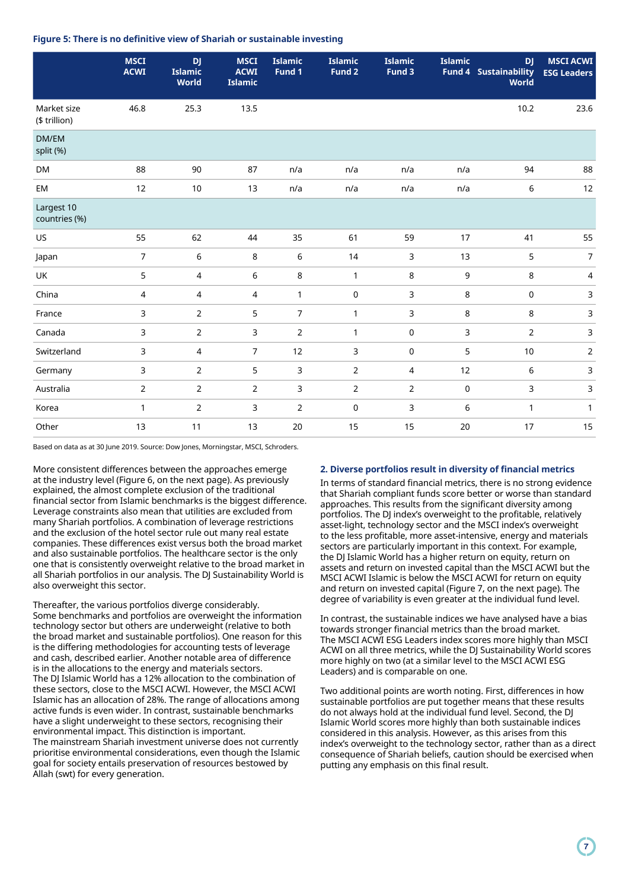**Figure 5: There is no definitive view of Shariah or sustainable investing**

| | MSCI ACWI | DJ Islamic World | MSCI ACWI Islamic | Islamic Fund 1 | Islamic Fund 2 | Islamic Fund 3 | Islamic Fund 4 | DJ Sustainability World | MSCI ACWI ESG Leaders |
|---|---|---|---|---|---|---|---|---|---|
| Market size ($ trillion) | 46.8 | 25.3 | 13.5 | | | | | 10.2 | 23.6 |
| DM/EM split (%) | | | | | | | | | |
| DM | 88 | 90 | 87 | n/a | n/a | n/a | n/a | 94 | 88 |
| EM | 12 | 10 | 13 | n/a | n/a | n/a | n/a | 6 | 12 |
| Largest 10 countries (%) | | | | | | | | | |
| US | 55 | 62 | 44 | 35 | 61 | 59 | 17 | 41 | 55 |
| Japan | 7 | 6 | 8 | 6 | 14 | 3 | 13 | 5 | 7 |
| UK | 5 | 4 | 6 | 8 | 1 | 8 | 9 | 8 | 4 |
| China | 4 | 4 | 4 | 1 | 0 | 3 | 8 | 0 | 3 |
| France | 3 | 2 | 5 | 7 | 1 | 3 | 8 | 8 | 3 |
| Canada | 3 | 2 | 3 | 2 | 1 | 0 | 3 | 2 | 3 |
| Switzerland | 3 | 4 | 7 | 12 | 3 | 0 | 5 | 10 | 2 |
| Germany | 3 | 2 | 5 | 3 | 2 | 4 | 12 | 6 | 3 |
| Australia | 2 | 2 | 2 | 3 | 2 | 2 | 0 | 3 | 3 |
| Korea | 1 | 2 | 3 | 2 | 0 | 3 | 6 | 1 | 1 |
| Other | 13 | 11 | 13 | 20 | 15 | 15 | 20 | 17 | 15 |

Based on data as at 30 June 2019. Source: Dow Jones, Morningstar, MSCI, Schroders.

More consistent differences between the approaches emerge at the industry level (Figure 6, on the next page). As previously explained, the almost complete exclusion of the traditional financial sector from Islamic benchmarks is the biggest difference. Leverage constraints also mean that utilities are excluded from many Shariah portfolios. A combination of leverage restrictions and the exclusion of the hotel sector rule out many real estate companies. These differences exist versus both the broad market and also sustainable portfolios. The healthcare sector is the only one that is consistently overweight relative to the broad market in all Shariah portfolios in our analysis. The DJ Sustainability World is also overweight this sector.

Thereafter, the various portfolios diverge considerably. Some benchmarks and portfolios are overweight the information technology sector but others are underweight (relative to both the broad market and sustainable portfolios). One reason for this is the differing methodologies for accounting tests of leverage and cash, described earlier. Another notable area of difference is in the allocations to the energy and materials sectors. The DJ Islamic World has a 12% allocation to the combination of these sectors, close to the MSCI ACWI. However, the MSCI ACWI Islamic has an allocation of 28%. The range of allocations among active funds is even wider. In contrast, sustainable benchmarks have a slight underweight to these sectors, recognising their environmental impact. This distinction is important. The mainstream Shariah investment universe does not currently prioritise environmental considerations, even though the Islamic goal for society entails preservation of resources bestowed by Allah (swt) for every generation.

## 2. Diverse portfolios result in diversity of financial metrics

In terms of standard financial metrics, there is no strong evidence that Shariah compliant funds score better or worse than standard approaches. This results from the significant diversity among portfolios. The DJ index's overweight to the profitable, relatively asset-light, technology sector and the MSCI index's overweight to the less profitable, more asset-intensive, energy and materials sectors are particularly important in this context. For example, the DJ Islamic World has a higher return on equity, return on assets and return on invested capital than the MSCI ACWI but the MSCI ACWI Islamic is below the MSCI ACWI for return on equity and return on invested capital (Figure 7, on the next page). The degree of variability is even greater at the individual fund level.

In contrast, the sustainable indices we have analysed have a bias towards stronger financial metrics than the broad market. The MSCI ACWI ESG Leaders index scores more highly than MSCI ACWI on all three metrics, while the DJ Sustainability World scores more highly on two (at a similar level to the MSCI ACWI ESG Leaders) and is comparable on one.

Two additional points are worth noting. First, differences in how sustainable portfolios are put together means that these results do not always hold at the individual fund level. Second, the DJ Islamic World scores more highly than both sustainable indices considered in this analysis. However, as this arises from this index's overweight to the technology sector, rather than as a direct consequence of Shariah beliefs, caution should be exercised when putting any emphasis on this final result.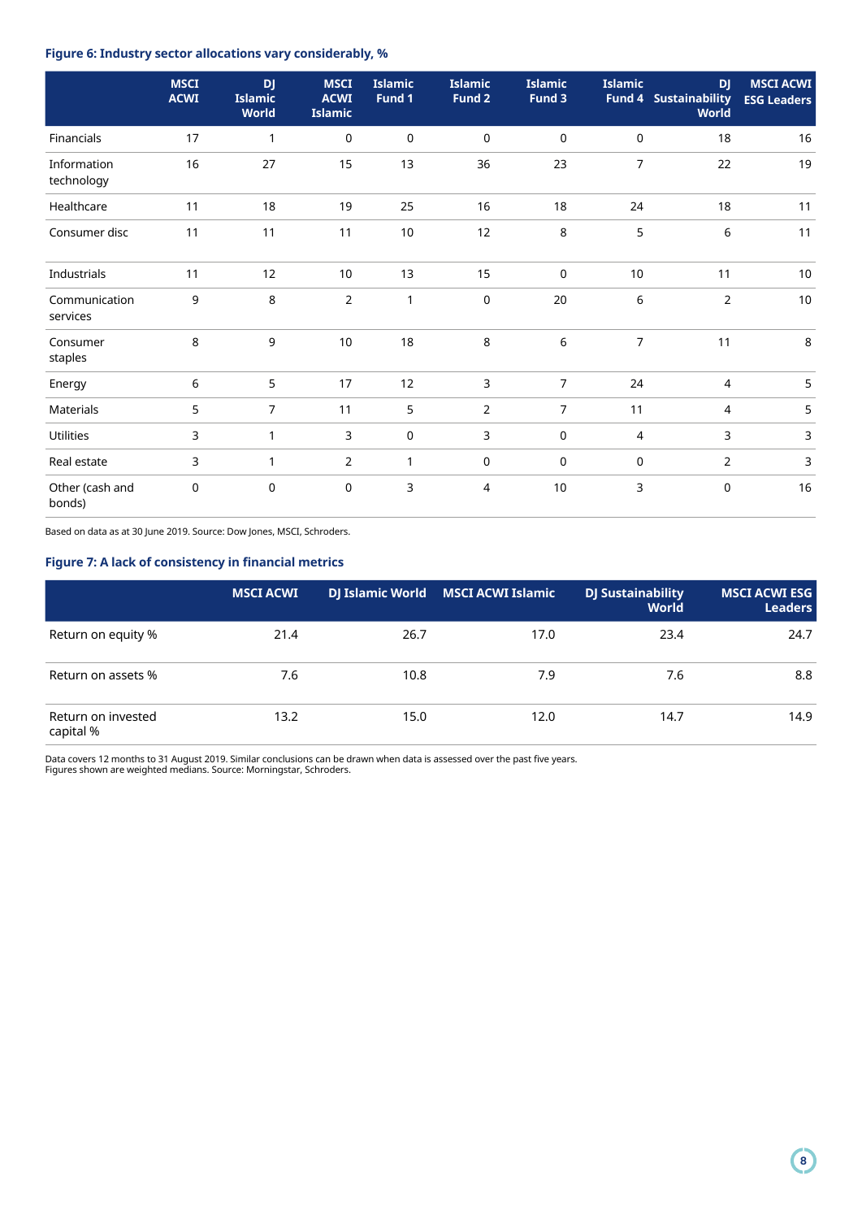**Figure 6: Industry sector allocations vary considerably, %**

| | MSCI ACWI | DJ Islamic World | MSCI ACWI Islamic | Islamic Fund 1 | Islamic Fund 2 | Islamic Fund 3 | Islamic Fund 4 | DJ Sustainability World | MSCI ACWI ESG Leaders |
|---|---|---|---|---|---|---|---|---|---|
| Financials | 17 | 1 | 0 | 0 | 0 | 0 | 0 | 18 | 16 |
| Information technology | 16 | 27 | 15 | 13 | 36 | 23 | 7 | 22 | 19 |
| Healthcare | 11 | 18 | 19 | 25 | 16 | 18 | 24 | 18 | 11 |
| Consumer disc | 11 | 11 | 11 | 10 | 12 | 8 | 5 | 6 | 11 |
| Industrials | 11 | 12 | 10 | 13 | 15 | 0 | 10 | 11 | 10 |
| Communication services | 9 | 8 | 2 | 1 | 0 | 20 | 6 | 2 | 10 |
| Consumer staples | 8 | 9 | 10 | 18 | 8 | 6 | 7 | 11 | 8 |
| Energy | 6 | 5 | 17 | 12 | 3 | 7 | 24 | 4 | 5 |
| Materials | 5 | 7 | 11 | 5 | 2 | 7 | 11 | 4 | 5 |
| Utilities | 3 | 1 | 3 | 0 | 3 | 0 | 4 | 3 | 3 |
| Real estate | 3 | 1 | 2 | 1 | 0 | 0 | 0 | 2 | 3 |
| Other (cash and bonds) | 0 | 0 | 0 | 3 | 4 | 10 | 3 | 0 | 16 |

Based on data as at 30 June 2019. Source: Dow Jones, MSCI, Schroders.

**Figure 7: A lack of consistency in financial metrics**

| | MSCI ACWI | DJ Islamic World | MSCI ACWI Islamic | DJ Sustainability World | MSCI ACWI ESG Leaders |
|---|---|---|---|---|---|
| Return on equity % | 21.4 | 26.7 | 17.0 | 23.4 | 24.7 |
| Return on assets % | 7.6 | 10.8 | 7.9 | 7.6 | 8.8 |
| Return on invested capital % | 13.2 | 15.0 | 12.0 | 14.7 | 14.9 |

Data covers 12 months to 31 August 2019. Similar conclusions can be drawn when data is assessed over the past five years.
Figures shown are weighted medians. Source: Morningstar, Schroders.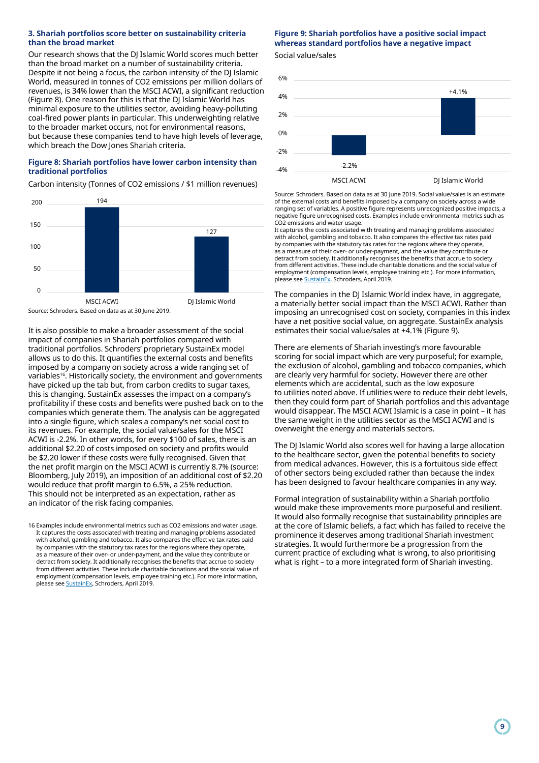### 3. Shariah portfolios score better on sustainability criteria than the broad market

Our research shows that the DJ Islamic World scores much better than the broad market on a number of sustainability criteria. Despite it not being a focus, the carbon intensity of the DJ Islamic World, measured in tonnes of $CO_2$ emissions per million dollars of revenues, is 34% lower than the MSCI ACWI, a significant reduction (Figure 8). One reason for this is that the DJ Islamic World has minimal exposure to the utilities sector, avoiding heavy-polluting coal-fired power plants in particular. This underweighting relative to the broader market occurs, not for environmental reasons, but because these companies tend to have high levels of leverage, which breach the Dow Jones Shariah criteria.

**Figure 8: Shariah portfolios have lower carbon intensity than traditional portfolios**

Carbon intensity (Tonnes of CO2 emissions / $1 million revenues)

| | Carbon intensity |
|---|---|
| MSCI ACWI | 194 |
| DJ Islamic World | 127 |

Source: Schroders. Based on data as at 30 June 2019.

It is also possible to make a broader assessment of the social impact of companies in Shariah portfolios compared with traditional portfolios. Schroders' proprietary SustainEx model allows us to do this. It quantifies the external costs and benefits imposed by a company on society across a wide ranging set of variables[16]. Historically society, the environment and governments have picked up the tab but, from carbon credits to sugar taxes, this is changing. SustainEx assesses the impact on a company's profitability if these costs and benefits were pushed back on to the companies which generate them. The analysis can be aggregated into a single figure, which scales a company's net social cost to its revenues. For example, the social value/sales for the MSCI ACWI is -2.2%. In other words, for every $100 of sales, there is an additional $2.20 of costs imposed on society and profits would be $2.20 lower if these costs were fully recognised. Given that the net profit margin on the MSCI ACWI is currently 8.7% (source: Bloomberg, July 2019), an imposition of an additional cost of $2.20 would reduce that profit margin to 6.5%, a 25% reduction. This should not be interpreted as an expectation, rather as an indicator of the risk facing companies.

16 Examples include environmental metrics such as $CO_2$ emissions and water usage. It captures the costs associated with treating and managing problems associated with alcohol, gambling and tobacco. It also compares the effective tax rates paid by companies with the statutory tax rates for the regions where they operate, as a measure of their over- or under-payment, and the value they contribute or detract from society. It additionally recognises the benefits that accrue to society from different activities. These include charitable donations and the social value of employment (compensation levels, employee training etc.). For more information, please see SustainEx, Schroders, April 2019.

**Figure 9: Shariah portfolios have a positive social impact whereas standard portfolios have a negative impact**

Social value/sales

| | Social value/sales |
|---|---|
| MSCI ACWI | -2.2% |
| DJ Islamic World | +4.1% |

Source: Schroders. Based on data as at 30 June 2019. Social value/sales is an estimate of the external costs and benefits imposed by a company on society across a wide ranging set of variables. A positive figure represents unrecognized positive impacts, a negative figure unrecognised costs. Examples include environmental metrics such as $CO_2$ emissions and water usage.
It captures the costs associated with treating and managing problems associated with alcohol, gambling and tobacco. It also compares the effective tax rates paid by companies with the statutory tax rates for the regions where they operate, as a measure of their over- or under-payment, and the value they contribute or detract from society. It additionally recognises the benefits that accrue to society from different activities. These include charitable donations and the social value of employment (compensation levels, employee training etc.). For more information, please see SustainEx, Schroders, April 2019.

The companies in the DJ Islamic World index have, in aggregate, a materially better social impact than the MSCI ACWI. Rather than imposing an unrecognised cost on society, companies in this index have a net positive social value, on aggregate. SustainEx analysis estimates their social value/sales at +4.1% (Figure 9).

There are elements of Shariah investing's more favourable scoring for social impact which are very purposeful; for example, the exclusion of alcohol, gambling and tobacco companies, which are clearly very harmful for society. However there are other elements which are accidental, such as the low exposure to utilities noted above. If utilities were to reduce their debt levels, then they could form part of Shariah portfolios and this advantage would disappear. The MSCI ACWI Islamic is a case in point – it has the same weight in the utilities sector as the MSCI ACWI and is overweight the energy and materials sectors.

The DJ Islamic World also scores well for having a large allocation to the healthcare sector, given the potential benefits to society from medical advances. However, this is a fortuitous side effect of other sectors being excluded rather than because the index has been designed to favour healthcare companies in any way.

Formal integration of sustainability within a Shariah portfolio would make these improvements more purposeful and resilient. It would also formally recognise that sustainability principles are at the core of Islamic beliefs, a fact which has failed to receive the prominence it deserves among traditional Shariah investment strategies. It would furthermore be a progression from the current practice of excluding what is wrong, to also prioritising what is right – to a more integrated form of Shariah investing.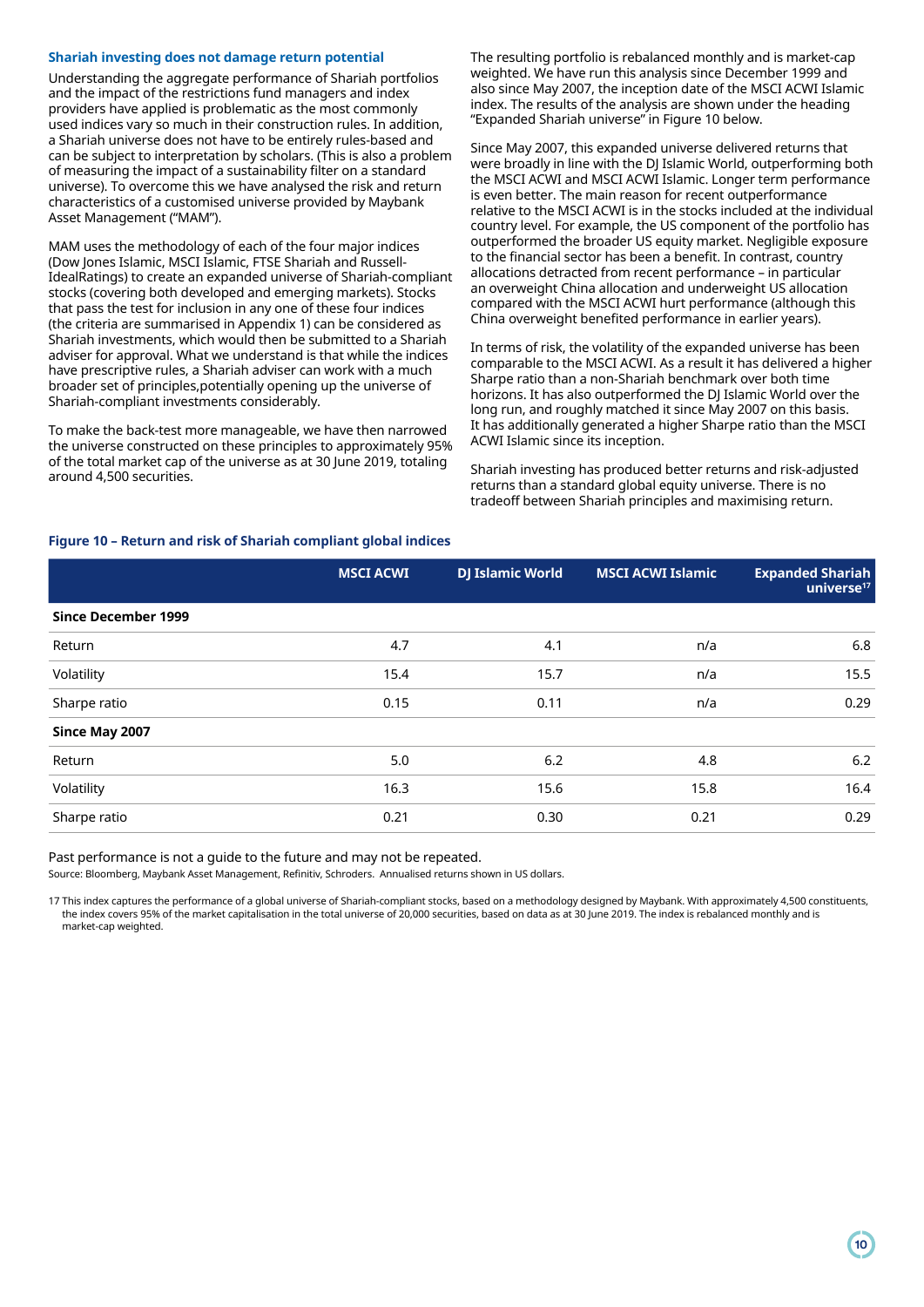### Shariah investing does not damage return potential

Understanding the aggregate performance of Shariah portfolios and the impact of the restrictions fund managers and index providers have applied is problematic as the most commonly used indices vary so much in their construction rules. In addition, a Shariah universe does not have to be entirely rules-based and can be subject to interpretation by scholars. (This is also a problem of measuring the impact of a sustainability filter on a standard universe). To overcome this we have analysed the risk and return characteristics of a customised universe provided by Maybank Asset Management ("MAM").

MAM uses the methodology of each of the four major indices (Dow Jones Islamic, MSCI Islamic, FTSE Shariah and Russell-IdealRatings) to create an expanded universe of Shariah-compliant stocks (covering both developed and emerging markets). Stocks that pass the test for inclusion in any one of these four indices (the criteria are summarised in Appendix 1) can be considered as Shariah investments, which would then be submitted to a Shariah adviser for approval. What we understand is that while the indices have prescriptive rules, a Shariah adviser can work with a much broader set of principles,potentially opening up the universe of Shariah-compliant investments considerably.

To make the back-test more manageable, we have then narrowed the universe constructed on these principles to approximately 95% of the total market cap of the universe as at 30 June 2019, totaling around 4,500 securities.

The resulting portfolio is rebalanced monthly and is market-cap weighted. We have run this analysis since December 1999 and also since May 2007, the inception date of the MSCI ACWI Islamic index. The results of the analysis are shown under the heading "Expanded Shariah universe" in Figure 10 below.

Since May 2007, this expanded universe delivered returns that were broadly in line with the DJ Islamic World, outperforming both the MSCI ACWI and MSCI ACWI Islamic. Longer term performance is even better. The main reason for recent outperformance relative to the MSCI ACWI is in the stocks included at the individual country level. For example, the US component of the portfolio has outperformed the broader US equity market. Negligible exposure to the financial sector has been a benefit. In contrast, country allocations detracted from recent performance – in particular an overweight China allocation and underweight US allocation compared with the MSCI ACWI hurt performance (although this China overweight benefited performance in earlier years).

In terms of risk, the volatility of the expanded universe has been comparable to the MSCI ACWI. As a result it has delivered a higher Sharpe ratio than a non-Shariah benchmark over both time horizons. It has also outperformed the DJ Islamic World over the long run, and roughly matched it since May 2007 on this basis. It has additionally generated a higher Sharpe ratio than the MSCI ACWI Islamic since its inception.

Shariah investing has produced better returns and risk-adjusted returns than a standard global equity universe. There is no tradeoff between Shariah principles and maximising return.

**Figure 10 – Return and risk of Shariah compliant global indices**

| | MSCI ACWI | DJ Islamic World | MSCI ACWI Islamic | Expanded Shariah universe[17] |
|---|---|---|---|---|
| **Since December 1999** | | | | |
| Return | 4.7 | 4.1 | n/a | 6.8 |
| Volatility | 15.4 | 15.7 | n/a | 15.5 |
| Sharpe ratio | 0.15 | 0.11 | n/a | 0.29 |
| **Since May 2007** | | | | |
| Return | 5.0 | 6.2 | 4.8 | 6.2 |
| Volatility | 16.3 | 15.6 | 15.8 | 16.4 |
| Sharpe ratio | 0.21 | 0.30 | 0.21 | 0.29 |

Past performance is not a guide to the future and may not be repeated.

Source: Bloomberg, Maybank Asset Management, Refinitiv, Schroders. Annualised returns shown in US dollars.

17 This index captures the performance of a global universe of Shariah-compliant stocks, based on a methodology designed by Maybank. With approximately 4,500 constituents, the index covers 95% of the market capitalisation in the total universe of 20,000 securities, based on data as at 30 June 2019. The index is rebalanced monthly and is market-cap weighted.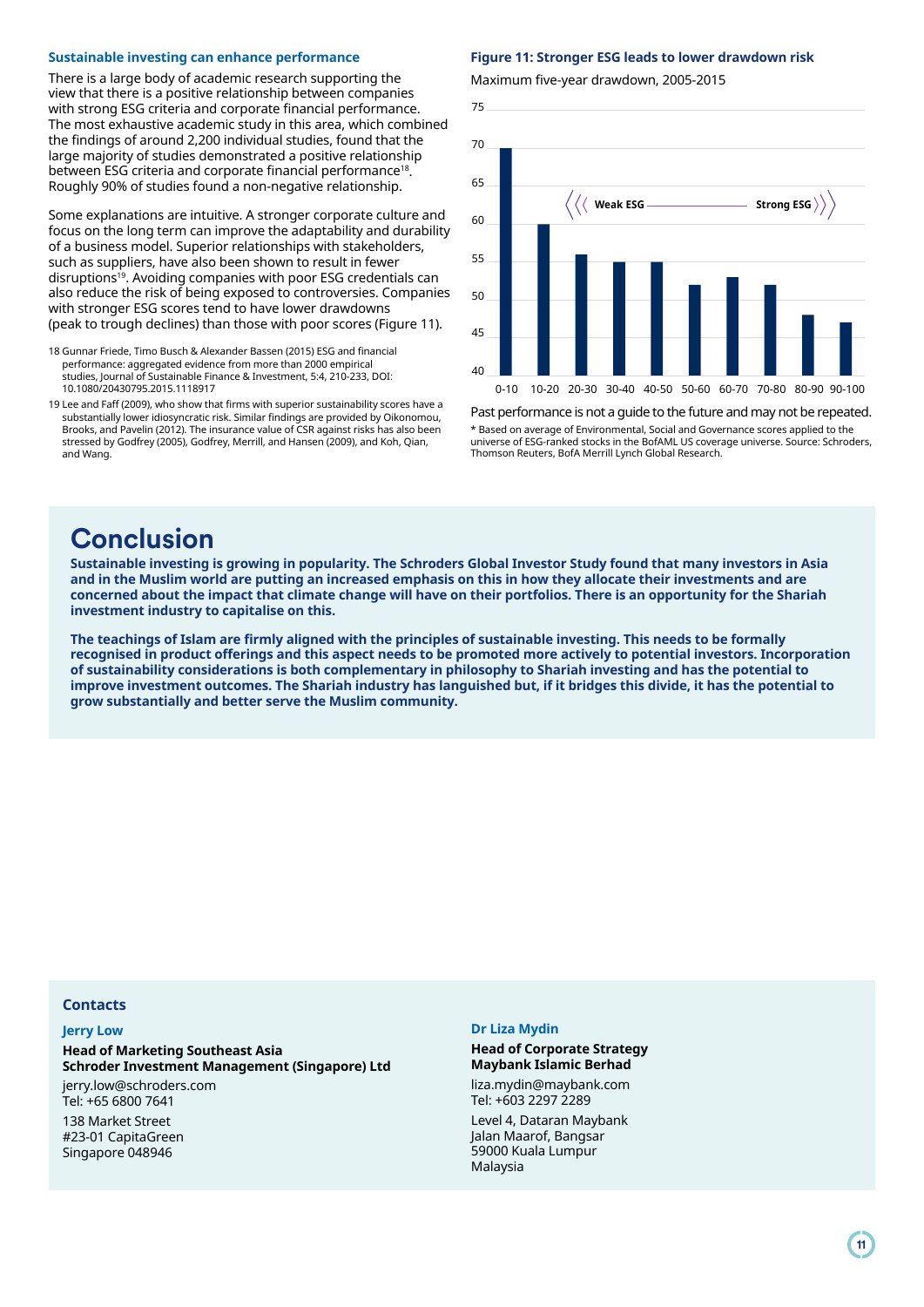### Sustainable investing can enhance performance

There is a large body of academic research supporting the view that there is a positive relationship between companies with strong ESG criteria and corporate financial performance. The most exhaustive academic study in this area, which combined the findings of around 2,200 individual studies, found that the large majority of studies demonstrated a positive relationship between ESG criteria and corporate financial performance[18]. Roughly 90% of studies found a non-negative relationship.

Some explanations are intuitive. A stronger corporate culture and focus on the long term can improve the adaptability and durability of a business model. Superior relationships with stakeholders, such as suppliers, have also been shown to result in fewer disruptions[19]. Avoiding companies with poor ESG credentials can also reduce the risk of being exposed to controversies. Companies with stronger ESG scores tend to have lower drawdowns (peak to trough declines) than those with poor scores (Figure 11).

18 Gunnar Friede, Timo Busch & Alexander Bassen (2015) ESG and financial performance: aggregated evidence from more than 2000 empirical studies, Journal of Sustainable Finance & Investment, 5:4, 210-233, DOI: 10.1080/20430795.2015.1118917

19 Lee and Faff (2009), who show that firms with superior sustainability scores have a substantially lower idiosyncratic risk. Similar findings are provided by Oikonomou, Brooks, and Pavelin (2012). The insurance value of CSR against risks has also been stressed by Godfrey (2005), Godfrey, Merrill, and Hansen (2009), and Koh, Qian, and Wang.

**Figure 11: Stronger ESG leads to lower drawdown risk**

Maximum five-year drawdown, 2005-2015

| ESG score bucket | Maximum drawdown (approx.) |
|---|---|
| 0-10 | 70 |
| 10-20 | 60 |
| 20-30 | 56 |
| 30-40 | 55 |
| 40-50 | 55 |
| 50-60 | 52 |
| 60-70 | 53 |
| 70-80 | 52 |
| 80-90 | 48 |
| 90-100 | 47 |

Weak ESG ⟶ Strong ESG

Past performance is not a guide to the future and may not be repeated.

* Based on average of Environmental, Social and Governance scores applied to the universe of ESG-ranked stocks in the BofAML US coverage universe. Source: Schroders, Thomson Reuters, BofA Merrill Lynch Global Research.

# Conclusion

**Sustainable investing is growing in popularity. The Schroders Global Investor Study found that many investors in Asia and in the Muslim world are putting an increased emphasis on this in how they allocate their investments and are concerned about the impact that climate change will have on their portfolios. There is an opportunity for the Shariah investment industry to capitalise on this.**

**The teachings of Islam are firmly aligned with the principles of sustainable investing. This needs to be formally recognised in product offerings and this aspect needs to be promoted more actively to potential investors. Incorporation of sustainability considerations is both complementary in philosophy to Shariah investing and has the potential to improve investment outcomes. The Shariah industry has languished but, if it bridges this divide, it has the potential to grow substantially and better serve the Muslim community.**

### Contacts

**Jerry Low**

**Head of Marketing Southeast Asia**
**Schroder Investment Management (Singapore) Ltd**

jerry.low@schroders.com
Tel: +65 6800 7641

138 Market Street
#23-01 CapitaGreen
Singapore 048946

**Dr Liza Mydin**

**Head of Corporate Strategy**
**Maybank Islamic Berhad**

liza.mydin@maybank.com
Tel: +603 2297 2289

Level 4, Dataran Maybank
Jalan Maarof, Bangsar
59000 Kuala Lumpur
Malaysia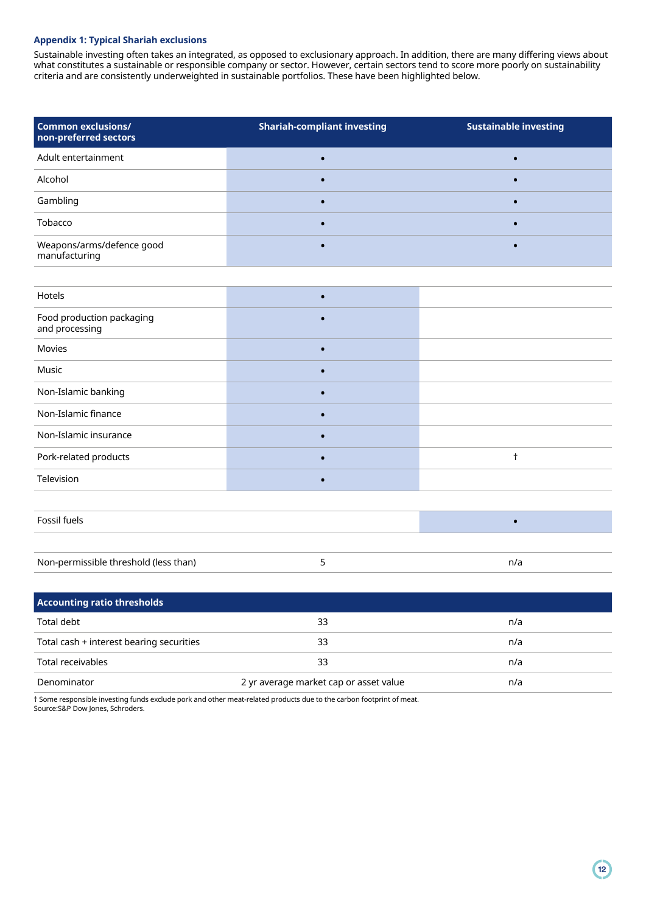### Appendix 1: Typical Shariah exclusions

Sustainable investing often takes an integrated, as opposed to exclusionary approach. In addition, there are many differing views about what constitutes a sustainable or responsible company or sector. However, certain sectors tend to score more poorly on sustainability criteria and are consistently underweighted in sustainable portfolios. These have been highlighted below.

| Common exclusions/ non-preferred sectors | Shariah-compliant investing | Sustainable investing |
|---|---|---|
| Adult entertainment | • | • |
| Alcohol | • | • |
| Gambling | • | • |
| Tobacco | • | • |
| Weapons/arms/defence good manufacturing | • | • |
| | | |
| Hotels | • | |
| Food production packaging and processing | • | |
| Movies | • | |
| Music | • | |
| Non-Islamic banking | • | |
| Non-Islamic finance | • | |
| Non-Islamic insurance | • | |
| Pork-related products | • | † |
| Television | • | |
| | | |
| Fossil fuels | | • |
| | | |
| Non-permissible threshold (less than) | 5 | n/a |

| Accounting ratio thresholds | | |
|---|---|---|
| Total debt | 33 | n/a |
| Total cash + interest bearing securities | 33 | n/a |
| Total receivables | 33 | n/a |
| Denominator | 2 yr average market cap or asset value | n/a |

† Some responsible investing funds exclude pork and other meat-related products due to the carbon footprint of meat.
Source:S&P Dow Jones, Schroders.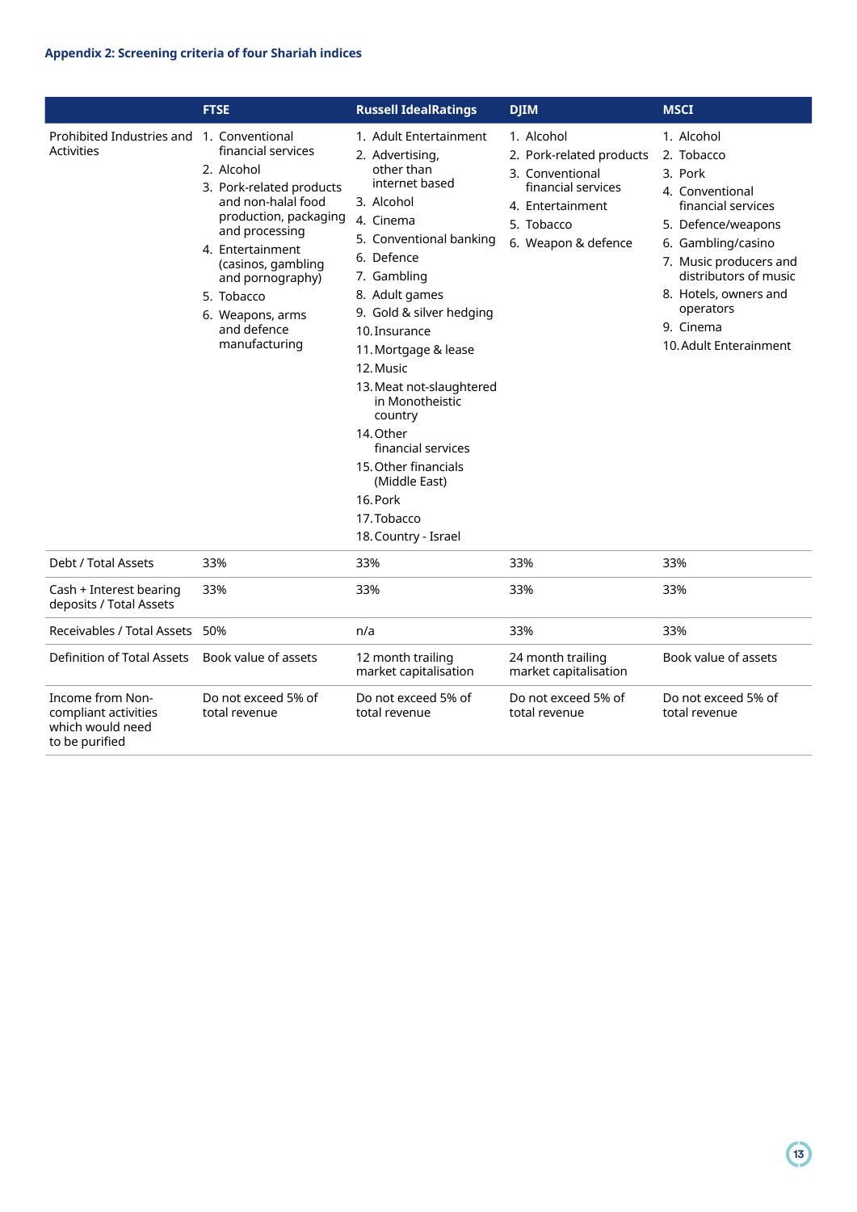### Appendix 2: Screening criteria of four Shariah indices

| | FTSE | Russell IdealRatings | DJIM | MSCI |
|---|---|---|---|---|
| Prohibited Industries and Activities | 1. Conventional financial services<br>2. Alcohol<br>3. Pork-related products and non-halal food production, packaging and processing<br>4. Entertainment (casinos, gambling and pornography)<br>5. Tobacco<br>6. Weapons, arms and defence manufacturing | 1. Adult Entertainment<br>2. Advertising, other than internet based<br>3. Alcohol<br>4. Cinema<br>5. Conventional banking<br>6. Defence<br>7. Gambling<br>8. Adult games<br>9. Gold & silver hedging<br>10. Insurance<br>11. Mortgage & lease<br>12. Music<br>13. Meat not-slaughtered in Monotheistic country<br>14. Other financial services<br>15. Other financials (Middle East)<br>16. Pork<br>17. Tobacco<br>18. Country - Israel | 1. Alcohol<br>2. Pork-related products<br>3. Conventional financial services<br>4. Entertainment<br>5. Tobacco<br>6. Weapon & defence | 1. Alcohol<br>2. Tobacco<br>3. Pork<br>4. Conventional financial services<br>5. Defence/weapons<br>6. Gambling/casino<br>7. Music producers and distributors of music<br>8. Hotels, owners and operators<br>9. Cinema<br>10. Adult Enteraintment |
| Debt / Total Assets | 33% | 33% | 33% | 33% |
| Cash + Interest bearing deposits / Total Assets | 33% | 33% | 33% | 33% |
| Receivables / Total Assets | 50% | n/a | 33% | 33% |
| Definition of Total Assets | Book value of assets | 12 month trailing market capitalisation | 24 month trailing market capitalisation | Book value of assets |
| Income from Non-compliant activities which would need to be purified | Do not exceed 5% of total revenue | Do not exceed 5% of total revenue | Do not exceed 5% of total revenue | Do not exceed 5% of total revenue |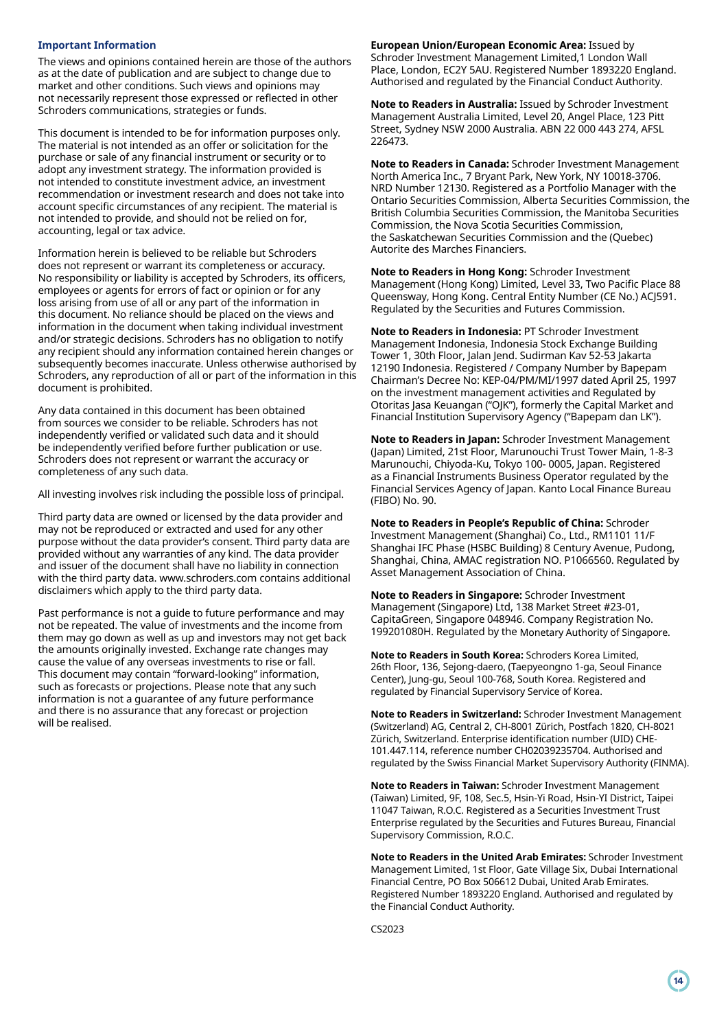### Important Information

The views and opinions contained herein are those of the authors as at the date of publication and are subject to change due to market and other conditions. Such views and opinions may not necessarily represent those expressed or reflected in other Schroders communications, strategies or funds.

This document is intended to be for information purposes only. The material is not intended as an offer or solicitation for the purchase or sale of any financial instrument or security or to adopt any investment strategy. The information provided is not intended to constitute investment advice, an investment recommendation or investment research and does not take into account specific circumstances of any recipient. The material is not intended to provide, and should not be relied on for, accounting, legal or tax advice.

Information herein is believed to be reliable but Schroders does not represent or warrant its completeness or accuracy. No responsibility or liability is accepted by Schroders, its officers, employees or agents for errors of fact or opinion or for any loss arising from use of all or any part of the information in this document. No reliance should be placed on the views and information in the document when taking individual investment and/or strategic decisions. Schroders has no obligation to notify any recipient should any information contained herein changes or subsequently becomes inaccurate. Unless otherwise authorised by Schroders, any reproduction of all or part of the information in this document is prohibited.

Any data contained in this document has been obtained from sources we consider to be reliable. Schroders has not independently verified or validated such data and it should be independently verified before further publication or use. Schroders does not represent or warrant the accuracy or completeness of any such data.

All investing involves risk including the possible loss of principal.

Third party data are owned or licensed by the data provider and may not be reproduced or extracted and used for any other purpose without the data provider's consent. Third party data are provided without any warranties of any kind. The data provider and issuer of the document shall have no liability in connection with the third party data. www.schroders.com contains additional disclaimers which apply to the third party data.

Past performance is not a guide to future performance and may not be repeated. The value of investments and the income from them may go down as well as up and investors may not get back the amounts originally invested. Exchange rate changes may cause the value of any overseas investments to rise or fall. This document may contain "forward-looking" information, such as forecasts or projections. Please note that any such information is not a guarantee of any future performance and there is no assurance that any forecast or projection will be realised.

**European Union/European Economic Area:** Issued by Schroder Investment Management Limited,1 London Wall Place, London, EC2Y 5AU. Registered Number 1893220 England. Authorised and regulated by the Financial Conduct Authority.

**Note to Readers in Australia:** Issued by Schroder Investment Management Australia Limited, Level 20, Angel Place, 123 Pitt Street, Sydney NSW 2000 Australia. ABN 22 000 443 274, AFSL 226473.

**Note to Readers in Canada:** Schroder Investment Management North America Inc., 7 Bryant Park, New York, NY 10018-3706. NRD Number 12130. Registered as a Portfolio Manager with the Ontario Securities Commission, Alberta Securities Commission, the British Columbia Securities Commission, the Manitoba Securities Commission, the Nova Scotia Securities Commission, the Saskatchewan Securities Commission and the (Quebec) Autorite des Marches Financiers.

**Note to Readers in Hong Kong:** Schroder Investment Management (Hong Kong) Limited, Level 33, Two Pacific Place 88 Queensway, Hong Kong. Central Entity Number (CE No.) ACJ591. Regulated by the Securities and Futures Commission.

**Note to Readers in Indonesia:** PT Schroder Investment Management Indonesia, Indonesia Stock Exchange Building Tower 1, 30th Floor, Jalan Jend. Sudirman Kav 52-53 Jakarta 12190 Indonesia. Registered / Company Number by Bapepam Chairman's Decree No: KEP-04/PM/MI/1997 dated April 25, 1997 on the investment management activities and Regulated by Otoritas Jasa Keuangan ("OJK"), formerly the Capital Market and Financial Institution Supervisory Agency ("Bapepam dan LK").

**Note to Readers in Japan:** Schroder Investment Management (Japan) Limited, 21st Floor, Marunouchi Trust Tower Main, 1-8-3 Marunouchi, Chiyoda-Ku, Tokyo 100- 0005, Japan. Registered as a Financial Instruments Business Operator regulated by the Financial Services Agency of Japan. Kanto Local Finance Bureau (FIBO) No. 90.

**Note to Readers in People's Republic of China:** Schroder Investment Management (Shanghai) Co., Ltd., RM1101 11/F Shanghai IFC Phase (HSBC Building) 8 Century Avenue, Pudong, Shanghai, China, AMAC registration NO. P1066560. Regulated by Asset Management Association of China.

**Note to Readers in Singapore:** Schroder Investment Management (Singapore) Ltd, 138 Market Street #23-01, CapitaGreen, Singapore 048946. Company Registration No. 199201080H. Regulated by the Monetary Authority of Singapore.

**Note to Readers in South Korea:** Schroders Korea Limited, 26th Floor, 136, Sejong-daero, (Taepyeongno 1-ga, Seoul Finance Center), Jung-gu, Seoul 100-768, South Korea. Registered and regulated by Financial Supervisory Service of Korea.

**Note to Readers in Switzerland:** Schroder Investment Management (Switzerland) AG, Central 2, CH-8001 Zürich, Postfach 1820, CH-8021 Zürich, Switzerland. Enterprise identification number (UID) CHE-101.447.114, reference number CH02039235704. Authorised and regulated by the Swiss Financial Market Supervisory Authority (FINMA).

**Note to Readers in Taiwan:** Schroder Investment Management (Taiwan) Limited, 9F, 108, Sec.5, Hsin-Yi Road, Hsin-YI District, Taipei 11047 Taiwan, R.O.C. Registered as a Securities Investment Trust Enterprise regulated by the Securities and Futures Bureau, Financial Supervisory Commission, R.O.C.

**Note to Readers in the United Arab Emirates:** Schroder Investment Management Limited, 1st Floor, Gate Village Six, Dubai International Financial Centre, PO Box 506612 Dubai, United Arab Emirates. Registered Number 1893220 England. Authorised and regulated by the Financial Conduct Authority.

CS2023